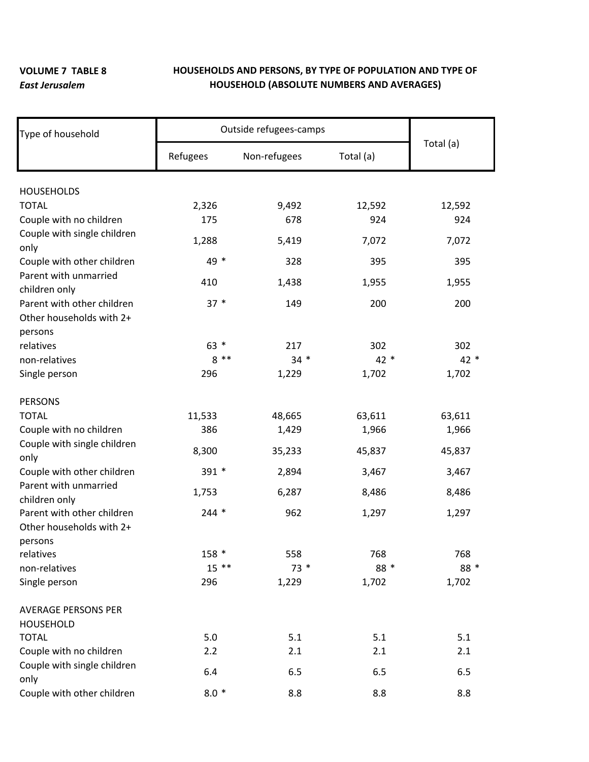**VOLUME 7 TABLE 8**
***East Jerusalem***

**HOUSEHOLDS AND PERSONS, BY TYPE OF POPULATION AND TYPE OF HOUSEHOLD (ABSOLUTE NUMBERS AND AVERAGES)**

| Type of household | Outside refugees-camps | | | Total (a) |
|---|---|---|---|---|
| | Refugees | Non-refugees | Total (a) | |
| HOUSEHOLDS | | | | |
| TOTAL | 2,326 | 9,492 | 12,592 | 12,592 |
| Couple with no children | 175 | 678 | 924 | 924 |
| Couple with single children only | 1,288 | 5,419 | 7,072 | 7,072 |
| Couple with other children | 49 * | 328 | 395 | 395 |
| Parent with unmarried children only | 410 | 1,438 | 1,955 | 1,955 |
| Parent with other children | 37 * | 149 | 200 | 200 |
| Other households with 2+ persons | | | | |
| relatives | 63 * | 217 | 302 | 302 |
| non-relatives | 8 ** | 34 * | 42 * | 42 * |
| Single person | 296 | 1,229 | 1,702 | 1,702 |
| PERSONS | | | | |
| TOTAL | 11,533 | 48,665 | 63,611 | 63,611 |
| Couple with no children | 386 | 1,429 | 1,966 | 1,966 |
| Couple with single children only | 8,300 | 35,233 | 45,837 | 45,837 |
| Couple with other children | 391 * | 2,894 | 3,467 | 3,467 |
| Parent with unmarried children only | 1,753 | 6,287 | 8,486 | 8,486 |
| Parent with other children | 244 * | 962 | 1,297 | 1,297 |
| Other households with 2+ persons | | | | |
| relatives | 158 * | 558 | 768 | 768 |
| non-relatives | 15 ** | 73 * | 88 * | 88 * |
| Single person | 296 | 1,229 | 1,702 | 1,702 |
| AVERAGE PERSONS PER HOUSEHOLD | | | | |
| TOTAL | 5.0 | 5.1 | 5.1 | 5.1 |
| Couple with no children | 2.2 | 2.1 | 2.1 | 2.1 |
| Couple with single children only | 6.4 | 6.5 | 6.5 | 6.5 |
| Couple with other children | 8.0 * | 8.8 | 8.8 | 8.8 |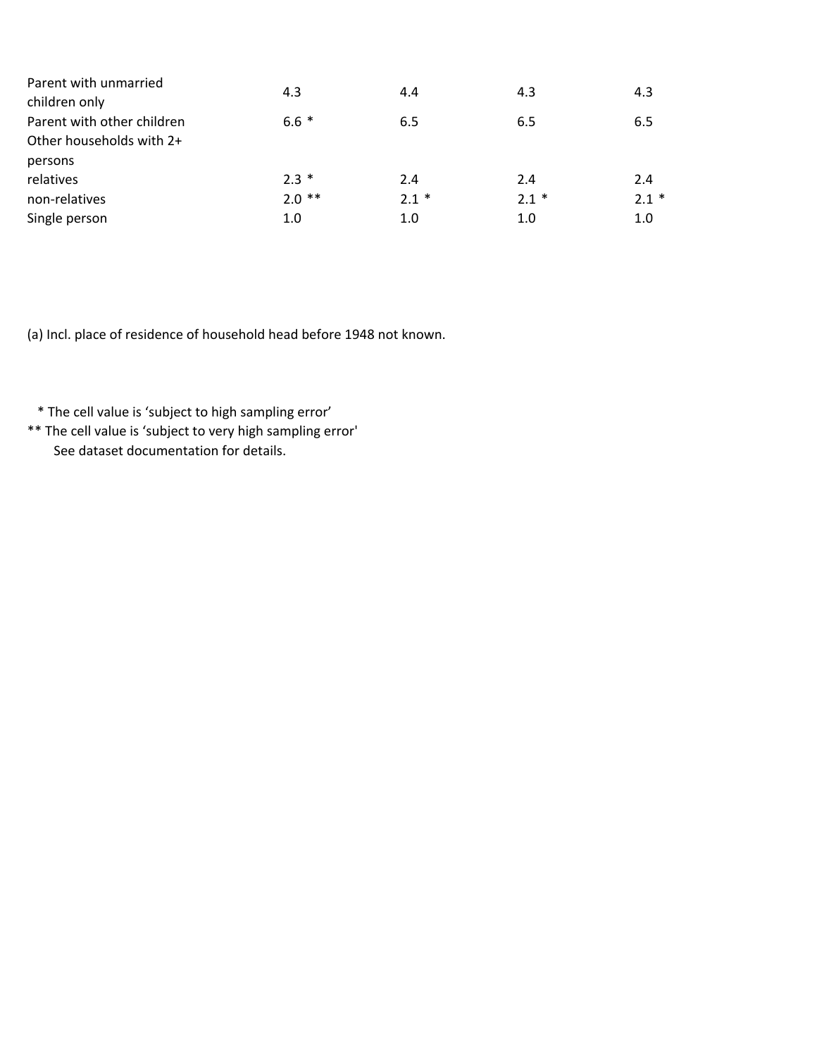| | | | | |
|---|---|---|---|---|
| Parent with unmarried children only | 4.3 | 4.4 | 4.3 | 4.3 |
| Parent with other children | 6.6 * | 6.5 | 6.5 | 6.5 |
| Other households with 2+ persons | | | | |
| relatives | 2.3 * | 2.4 | 2.4 | 2.4 |
| non-relatives | 2.0 ** | 2.1 * | 2.1 * | 2.1 * |
| Single person | 1.0 | 1.0 | 1.0 | 1.0 |

(a) Incl. place of residence of household head before 1948 not known.

* The cell value is 'subject to high sampling error'
** The cell value is 'subject to very high sampling error'
See dataset documentation for details.